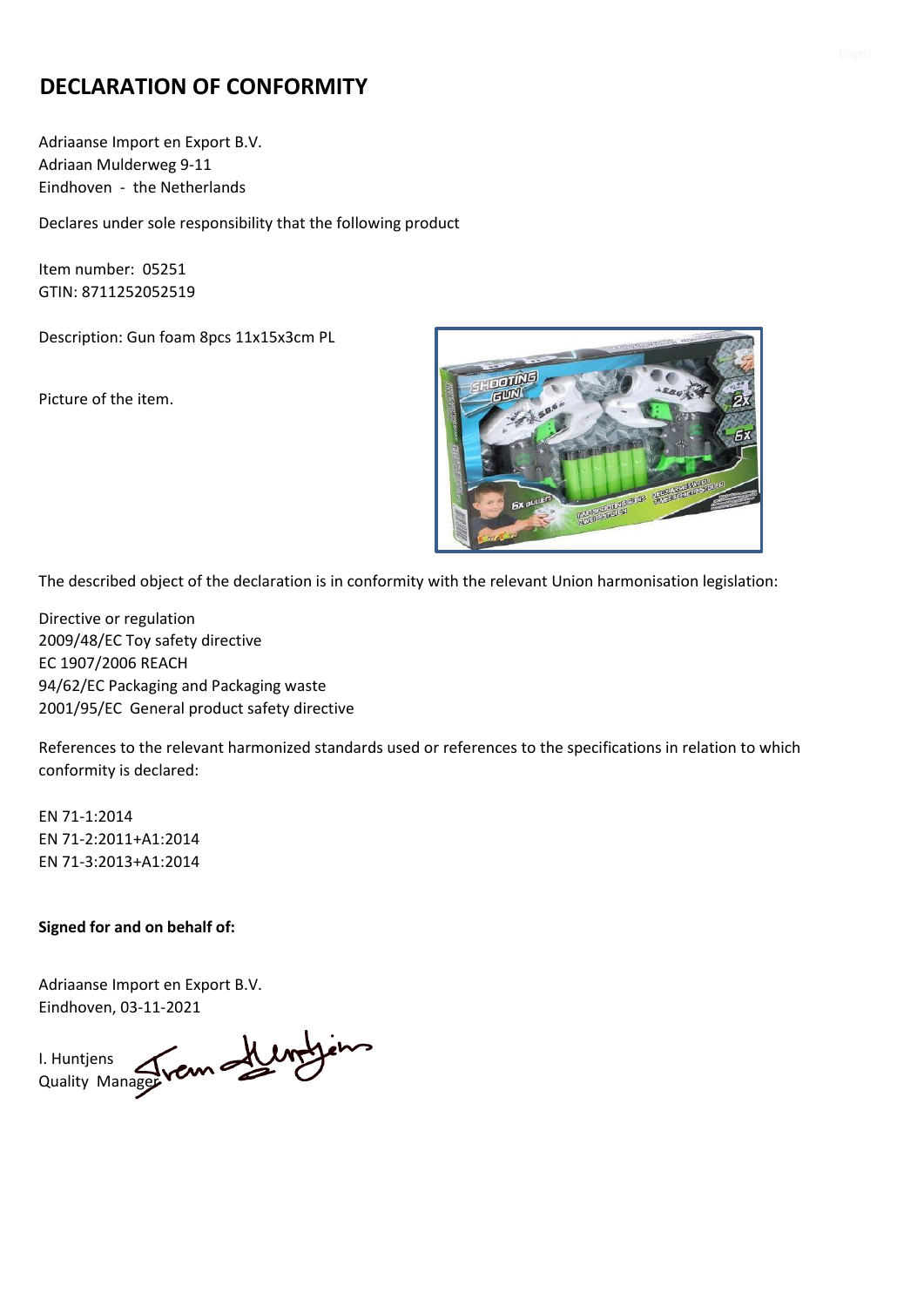# DECLARATION OF CONFORMITY

Adriaanse Import en Export B.V.
Adriaan Mulderweg 9-11
Eindhoven - the Netherlands

Declares under sole responsibility that the following product

Item number: 05251
GTIN: 8711252052519

Description: Gun foam 8pcs 11x15x3cm PL

Picture of the item.

The described object of the declaration is in conformity with the relevant Union harmonisation legislation:

Directive or regulation
2009/48/EC Toy safety directive
EC 1907/2006 REACH
94/62/EC Packaging and Packaging waste
2001/95/EC General product safety directive

References to the relevant harmonized standards used or references to the specifications in relation to which conformity is declared:

EN 71-1:2014
EN 71-2:2011+A1:2014
EN 71-3:2013+A1:2014

**Signed for and on behalf of:**

Adriaanse Import en Export B.V.
Eindhoven, 03-11-2021

I. Huntjens
Quality Manager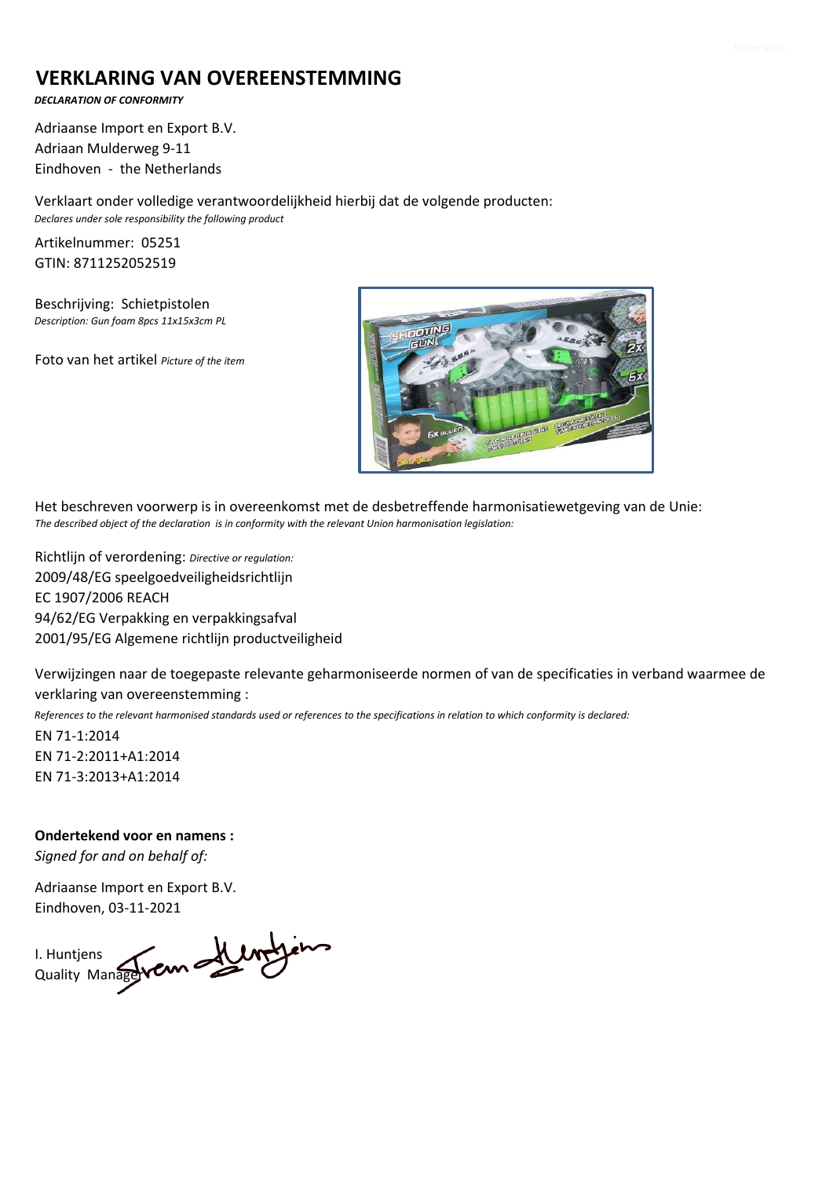# VERKLARING VAN OVEREENSTEMMING

***DECLARATION OF CONFORMITY***

Adriaanse Import en Export B.V.
Adriaan Mulderweg 9-11
Eindhoven - the Netherlands

Verklaart onder volledige verantwoordelijkheid hierbij dat de volgende producten:
*Declares under sole responsibility the following product*

Artikelnummer: 05251
GTIN: 8711252052519

Beschrijving: Schietpistolen
*Description: Gun foam 8pcs 11x15x3cm PL*

Foto van het artikel *Picture of the item*

Het beschreven voorwerp is in overeenkomst met de desbetreffende harmonisatiewetgeving van de Unie:
*The described object of the declaration is in conformity with the relevant Union harmonisation legislation:*

Richtlijn of verordening: *Directive or regulation:*
2009/48/EG speelgoedveiligheidsrichtlijn
EC 1907/2006 REACH
94/62/EG Verpakking en verpakkingsafval
2001/95/EG Algemene richtlijn productveiligheid

Verwijzingen naar de toegepaste relevante geharmoniseerde normen of van de specificaties in verband waarmee de verklaring van overeenstemming :
*References to the relevant harmonised standards used or references to the specifications in relation to which conformity is declared:*

EN 71-1:2014
EN 71-2:2011+A1:2014
EN 71-3:2013+A1:2014

**Ondertekend voor en namens :**
*Signed for and on behalf of:*

Adriaanse Import en Export B.V.
Eindhoven, 03-11-2021

I. Huntjens
Quality Manager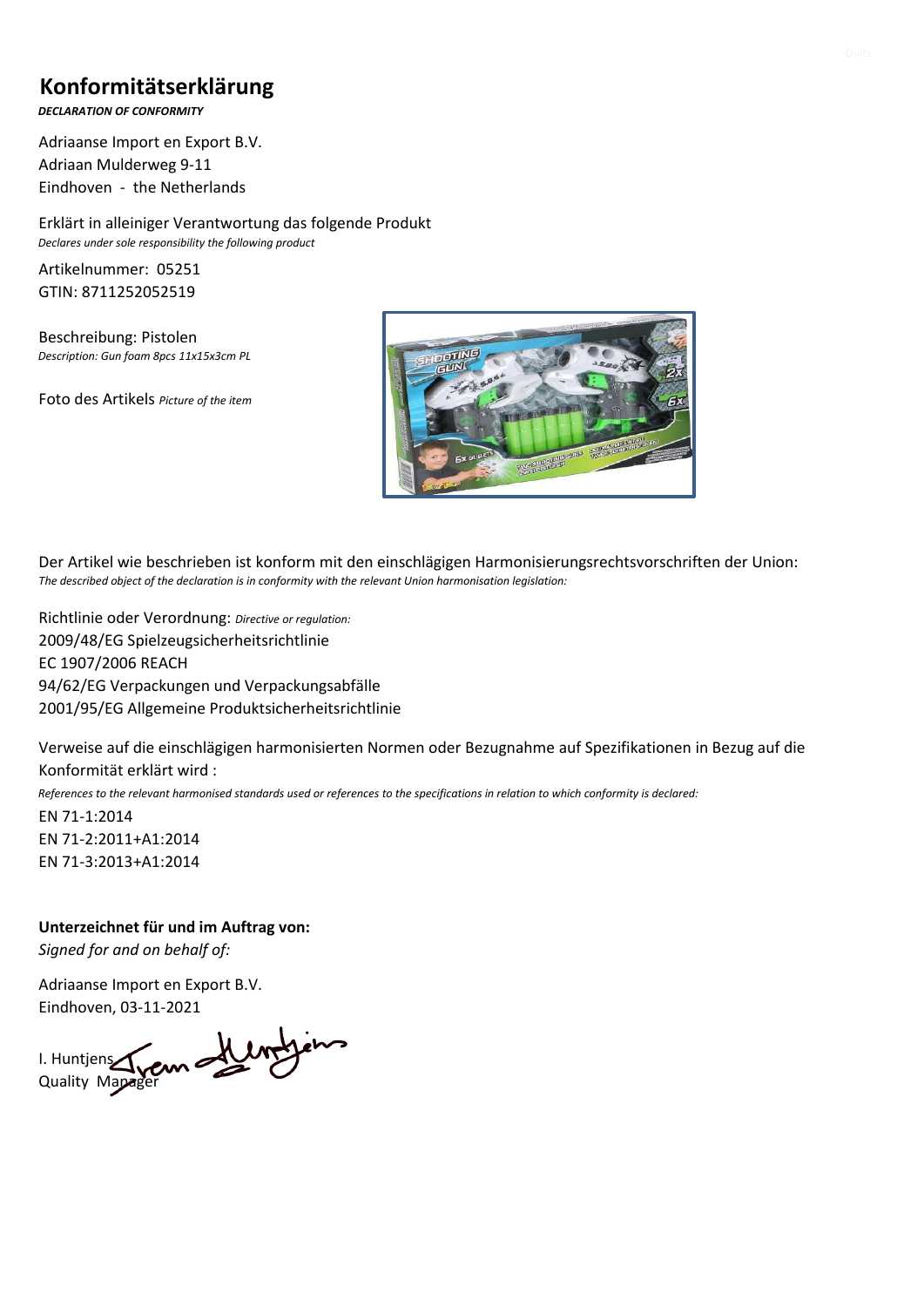# Konformitätserklärung

***DECLARATION OF CONFORMITY***

Adriaanse Import en Export B.V.
Adriaan Mulderweg 9-11
Eindhoven - the Netherlands

Erklärt in alleiniger Verantwortung das folgende Produkt
*Declares under sole responsibility the following product*

Artikelnummer: 05251
GTIN: 8711252052519

Beschreibung: Pistolen
*Description: Gun foam 8pcs 11x15x3cm PL*

Foto des Artikels *Picture of the item*

Der Artikel wie beschrieben ist konform mit den einschlägigen Harmonisierungsrechtsvorschriften der Union:
*The described object of the declaration is in conformity with the relevant Union harmonisation legislation:*

Richtlinie oder Verordnung: *Directive or regulation:*
2009/48/EG Spielzeugsicherheitsrichtlinie
EC 1907/2006 REACH
94/62/EG Verpackungen und Verpackungsabfälle
2001/95/EG Allgemeine Produktsicherheitsrichtlinie

Verweise auf die einschlägigen harmonisierten Normen oder Bezugnahme auf Spezifikationen in Bezug auf die Konformität erklärt wird :
*References to the relevant harmonised standards used or references to the specifications in relation to which conformity is declared:*
EN 71-1:2014
EN 71-2:2011+A1:2014
EN 71-3:2013+A1:2014

**Unterzeichnet für und im Auftrag von:**
*Signed for and on behalf of:*

Adriaanse Import en Export B.V.
Eindhoven, 03-11-2021

I. Huntjens
Quality Manager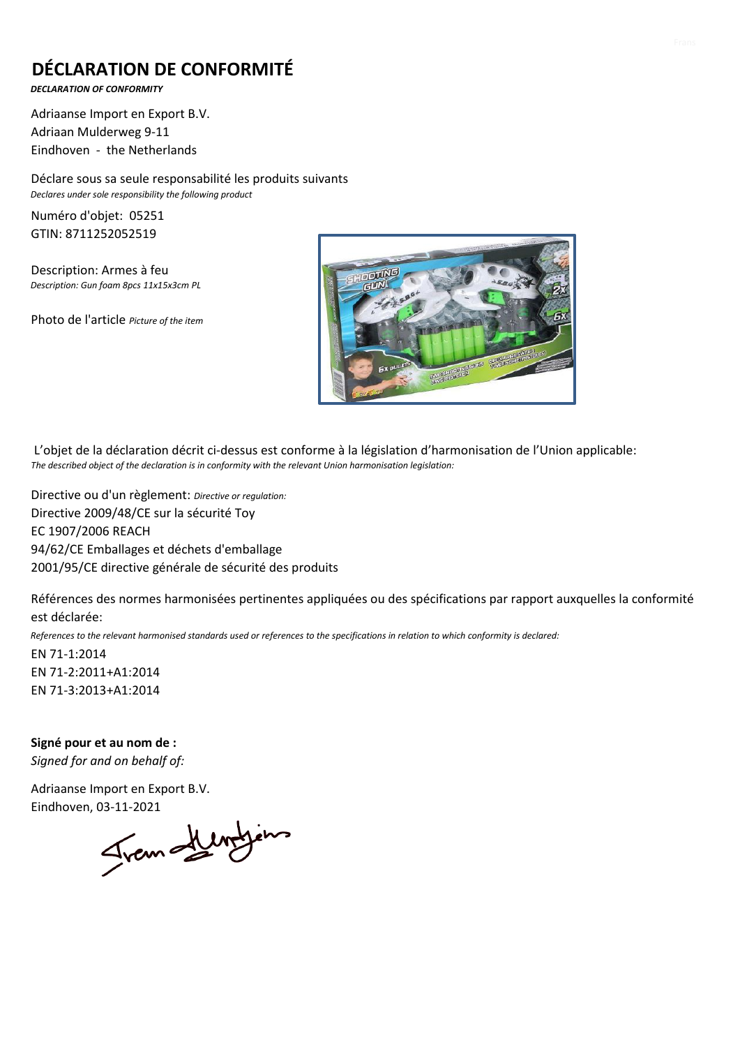# DÉCLARATION DE CONFORMITÉ

***DECLARATION OF CONFORMITY***

Adriaanse Import en Export B.V.
Adriaan Mulderweg 9-11
Eindhoven - the Netherlands

Déclare sous sa seule responsabilité les produits suivants
*Declares under sole responsibility the following product*

Numéro d'objet: 05251
GTIN: 8711252052519

Description: Armes à feu
*Description: Gun foam 8pcs 11x15x3cm PL*

Photo de l'article *Picture of the item*

L'objet de la déclaration décrit ci-dessus est conforme à la législation d'harmonisation de l'Union applicable:
*The described object of the declaration is in conformity with the relevant Union harmonisation legislation:*

Directive ou d'un règlement: *Directive or regulation:*
Directive 2009/48/CE sur la sécurité Toy
EC 1907/2006 REACH
94/62/CE Emballages et déchets d'emballage
2001/95/CE directive générale de sécurité des produits

Références des normes harmonisées pertinentes appliquées ou des spécifications par rapport auxquelles la conformité est déclarée:
*References to the relevant harmonised standards used or references to the specifications in relation to which conformity is declared:*

EN 71-1:2014
EN 71-2:2011+A1:2014
EN 71-3:2013+A1:2014

**Signé pour et au nom de :**
*Signed for and on behalf of:*

Adriaanse Import en Export B.V.
Eindhoven, 03-11-2021